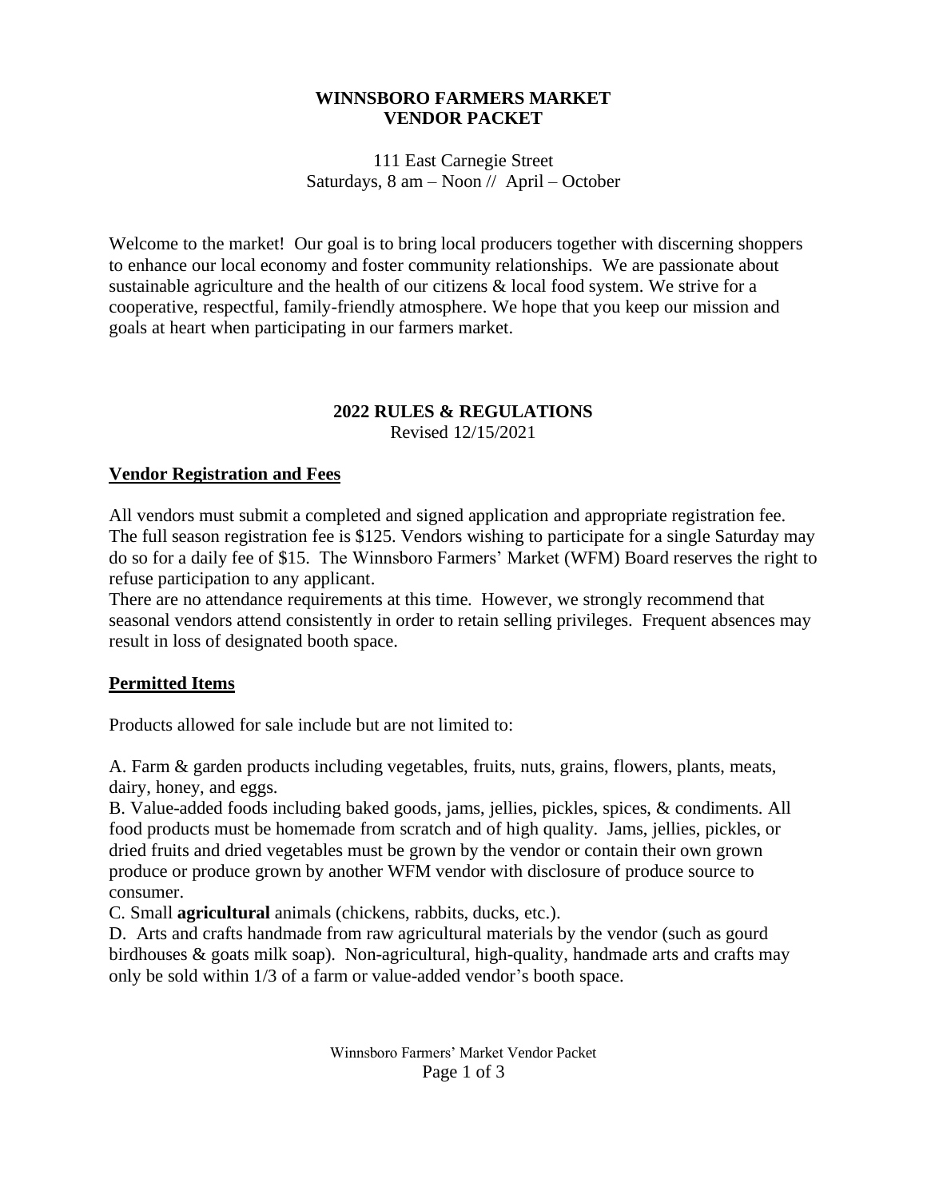# WINNSBORO FARMERS MARKET
# VENDOR PACKET

111 East Carnegie Street
Saturdays, 8 am – Noon // April – October

Welcome to the market! Our goal is to bring local producers together with discerning shoppers to enhance our local economy and foster community relationships. We are passionate about sustainable agriculture and the health of our citizens & local food system. We strive for a cooperative, respectful, family-friendly atmosphere. We hope that you keep our mission and goals at heart when participating in our farmers market.

## 2022 RULES & REGULATIONS

Revised 12/15/2021

### Vendor Registration and Fees

All vendors must submit a completed and signed application and appropriate registration fee. The full season registration fee is $125. Vendors wishing to participate for a single Saturday may do so for a daily fee of $15. The Winnsboro Farmers' Market (WFM) Board reserves the right to refuse participation to any applicant.

There are no attendance requirements at this time. However, we strongly recommend that seasonal vendors attend consistently in order to retain selling privileges. Frequent absences may result in loss of designated booth space.

### Permitted Items

Products allowed for sale include but are not limited to:

A. Farm & garden products including vegetables, fruits, nuts, grains, flowers, plants, meats, dairy, honey, and eggs.

B. Value-added foods including baked goods, jams, jellies, pickles, spices, & condiments. All food products must be homemade from scratch and of high quality. Jams, jellies, pickles, or dried fruits and dried vegetables must be grown by the vendor or contain their own grown produce or produce grown by another WFM vendor with disclosure of produce source to consumer.

C. Small **agricultural** animals (chickens, rabbits, ducks, etc.).

D. Arts and crafts handmade from raw agricultural materials by the vendor (such as gourd birdhouses & goats milk soap). Non-agricultural, high-quality, handmade arts and crafts may only be sold within 1/3 of a farm or value-added vendor's booth space.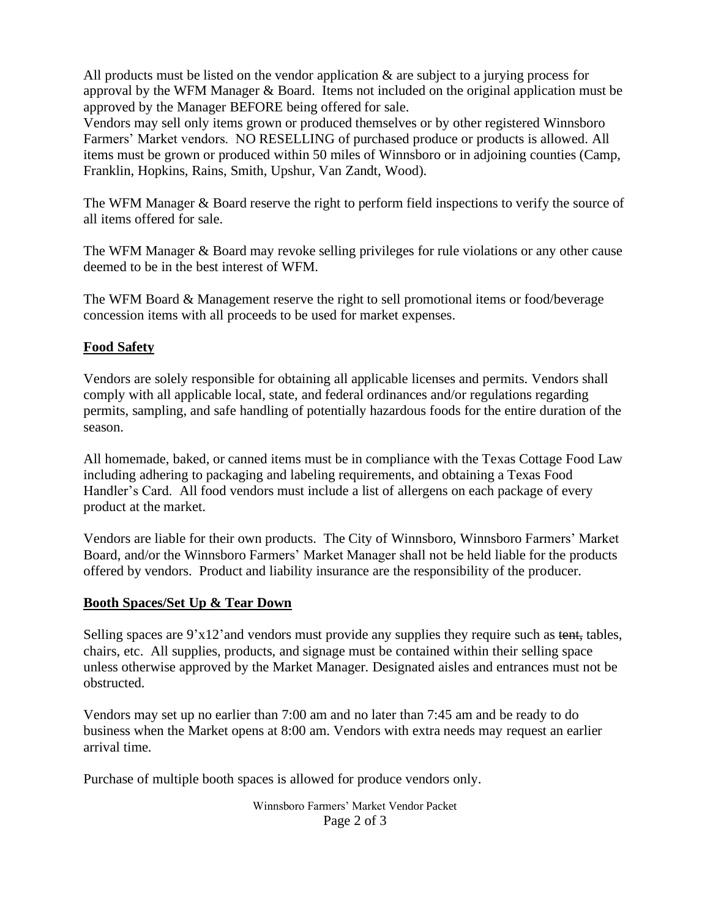All products must be listed on the vendor application & are subject to a jurying process for approval by the WFM Manager & Board. Items not included on the original application must be approved by the Manager BEFORE being offered for sale.
Vendors may sell only items grown or produced themselves or by other registered Winnsboro Farmers' Market vendors. NO RESELLING of purchased produce or products is allowed. All items must be grown or produced within 50 miles of Winnsboro or in adjoining counties (Camp, Franklin, Hopkins, Rains, Smith, Upshur, Van Zandt, Wood).

The WFM Manager & Board reserve the right to perform field inspections to verify the source of all items offered for sale.

The WFM Manager & Board may revoke selling privileges for rule violations or any other cause deemed to be in the best interest of WFM.

The WFM Board & Management reserve the right to sell promotional items or food/beverage concession items with all proceeds to be used for market expenses.

## Food Safety

Vendors are solely responsible for obtaining all applicable licenses and permits. Vendors shall comply with all applicable local, state, and federal ordinances and/or regulations regarding permits, sampling, and safe handling of potentially hazardous foods for the entire duration of the season.

All homemade, baked, or canned items must be in compliance with the Texas Cottage Food Law including adhering to packaging and labeling requirements, and obtaining a Texas Food Handler's Card. All food vendors must include a list of allergens on each package of every product at the market.

Vendors are liable for their own products. The City of Winnsboro, Winnsboro Farmers' Market Board, and/or the Winnsboro Farmers' Market Manager shall not be held liable for the products offered by vendors. Product and liability insurance are the responsibility of the producer.

## Booth Spaces/Set Up & Tear Down

Selling spaces are 9'x12'and vendors must provide any supplies they require such as ~~tent,~~ tables, chairs, etc. All supplies, products, and signage must be contained within their selling space unless otherwise approved by the Market Manager. Designated aisles and entrances must not be obstructed.

Vendors may set up no earlier than 7:00 am and no later than 7:45 am and be ready to do business when the Market opens at 8:00 am. Vendors with extra needs may request an earlier arrival time.

Purchase of multiple booth spaces is allowed for produce vendors only.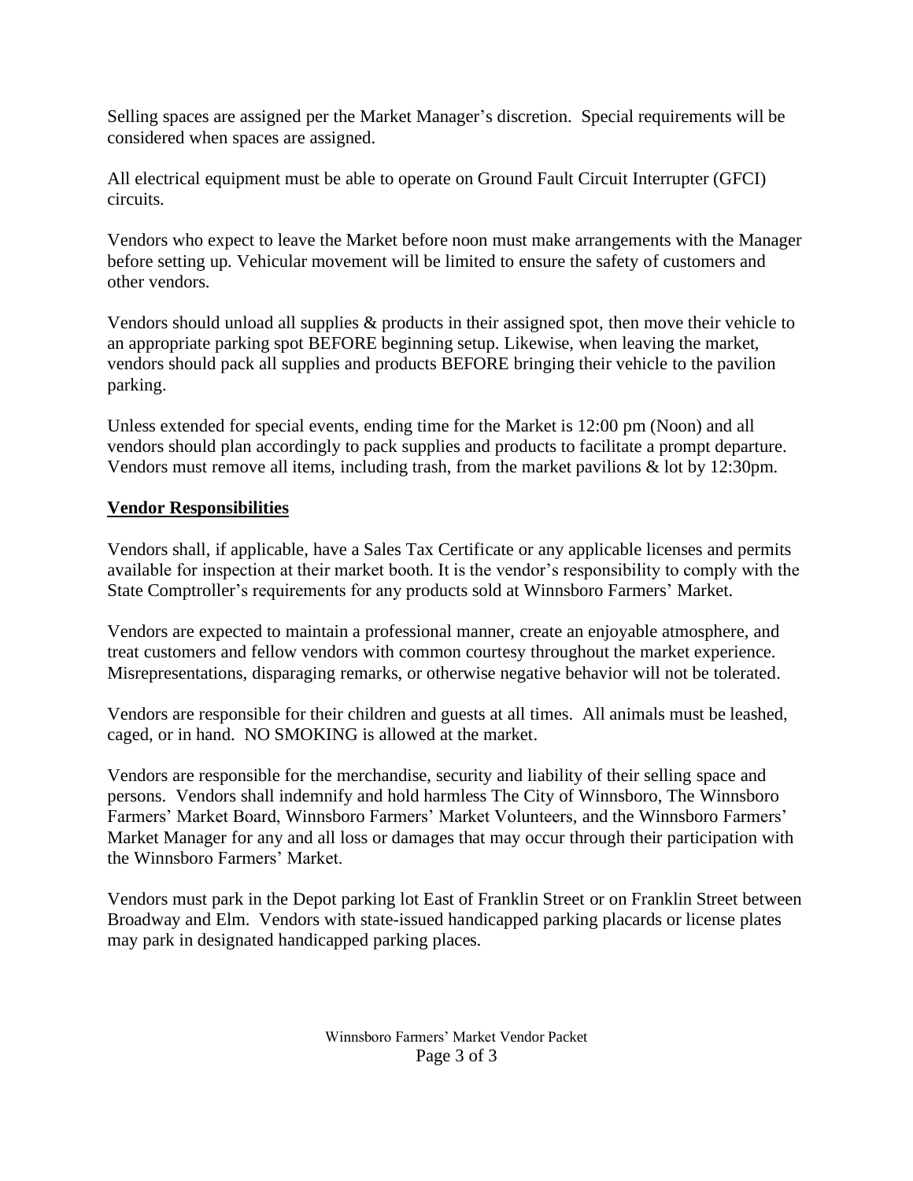Selling spaces are assigned per the Market Manager's discretion. Special requirements will be considered when spaces are assigned.

All electrical equipment must be able to operate on Ground Fault Circuit Interrupter (GFCI) circuits.

Vendors who expect to leave the Market before noon must make arrangements with the Manager before setting up. Vehicular movement will be limited to ensure the safety of customers and other vendors.

Vendors should unload all supplies & products in their assigned spot, then move their vehicle to an appropriate parking spot BEFORE beginning setup. Likewise, when leaving the market, vendors should pack all supplies and products BEFORE bringing their vehicle to the pavilion parking.

Unless extended for special events, ending time for the Market is 12:00 pm (Noon) and all vendors should plan accordingly to pack supplies and products to facilitate a prompt departure. Vendors must remove all items, including trash, from the market pavilions & lot by 12:30pm.

## Vendor Responsibilities

Vendors shall, if applicable, have a Sales Tax Certificate or any applicable licenses and permits available for inspection at their market booth. It is the vendor's responsibility to comply with the State Comptroller's requirements for any products sold at Winnsboro Farmers' Market.

Vendors are expected to maintain a professional manner, create an enjoyable atmosphere, and treat customers and fellow vendors with common courtesy throughout the market experience. Misrepresentations, disparaging remarks, or otherwise negative behavior will not be tolerated.

Vendors are responsible for their children and guests at all times. All animals must be leashed, caged, or in hand. NO SMOKING is allowed at the market.

Vendors are responsible for the merchandise, security and liability of their selling space and persons. Vendors shall indemnify and hold harmless The City of Winnsboro, The Winnsboro Farmers' Market Board, Winnsboro Farmers' Market Volunteers, and the Winnsboro Farmers' Market Manager for any and all loss or damages that may occur through their participation with the Winnsboro Farmers' Market.

Vendors must park in the Depot parking lot East of Franklin Street or on Franklin Street between Broadway and Elm. Vendors with state-issued handicapped parking placards or license plates may park in designated handicapped parking places.